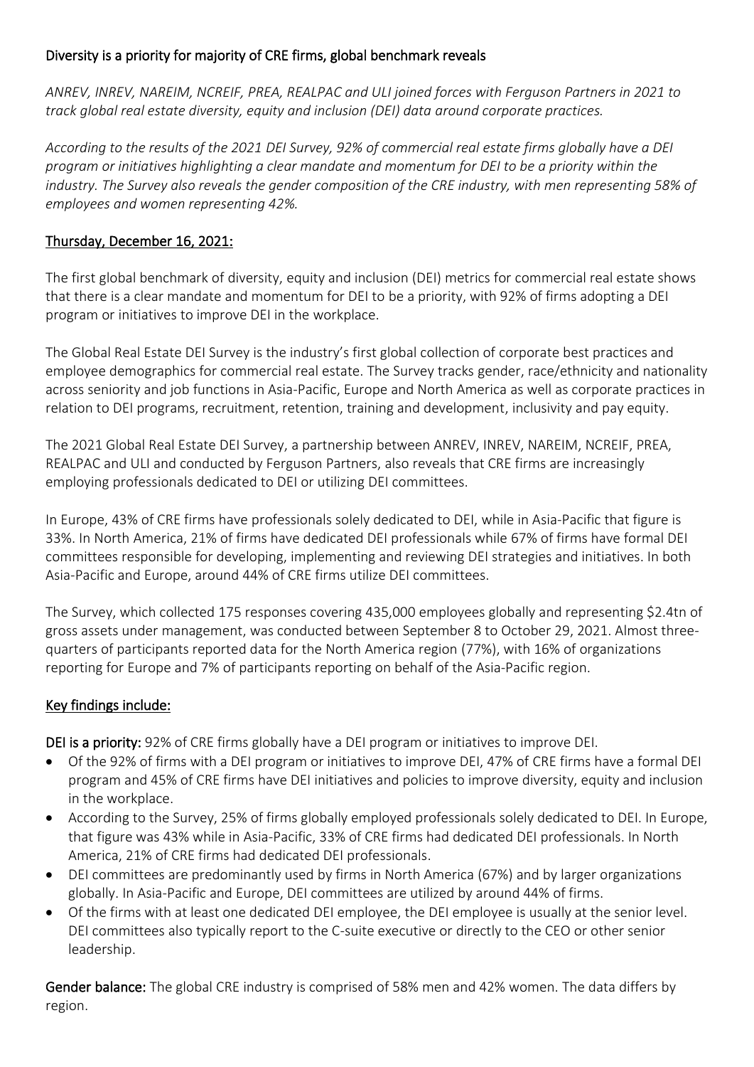## Diversity is a priority for majority of CRE firms, global benchmark reveals

*ANREV, INREV, NAREIM, NCREIF, PREA, REALPAC and ULI joined forces with Ferguson Partners in 2021 to track global real estate diversity, equity and inclusion (DEI) data around corporate practices.*

*According to the results of the 2021 DEI Survey, 92% of commercial real estate firms globally have a DEI program or initiatives highlighting a clear mandate and momentum for DEI to be a priority within the industry. The Survey also reveals the gender composition of the CRE industry, with men representing 58% of employees and women representing 42%.*

**Thursday, December 16, 2021:**

The first global benchmark of diversity, equity and inclusion (DEI) metrics for commercial real estate shows that there is a clear mandate and momentum for DEI to be a priority, with 92% of firms adopting a DEI program or initiatives to improve DEI in the workplace.

The Global Real Estate DEI Survey is the industry's first global collection of corporate best practices and employee demographics for commercial real estate. The Survey tracks gender, race/ethnicity and nationality across seniority and job functions in Asia-Pacific, Europe and North America as well as corporate practices in relation to DEI programs, recruitment, retention, training and development, inclusivity and pay equity.

The 2021 Global Real Estate DEI Survey, a partnership between ANREV, INREV, NAREIM, NCREIF, PREA, REALPAC and ULI and conducted by Ferguson Partners, also reveals that CRE firms are increasingly employing professionals dedicated to DEI or utilizing DEI committees.

In Europe, 43% of CRE firms have professionals solely dedicated to DEI, while in Asia-Pacific that figure is 33%. In North America, 21% of firms have dedicated DEI professionals while 67% of firms have formal DEI committees responsible for developing, implementing and reviewing DEI strategies and initiatives. In both Asia-Pacific and Europe, around 44% of CRE firms utilize DEI committees.

The Survey, which collected 175 responses covering 435,000 employees globally and representing $2.4tn of gross assets under management, was conducted between September 8 to October 29, 2021. Almost three-quarters of participants reported data for the North America region (77%), with 16% of organizations reporting for Europe and 7% of participants reporting on behalf of the Asia-Pacific region.

### Key findings include:

**DEI is a priority:** 92% of CRE firms globally have a DEI program or initiatives to improve DEI.

- Of the 92% of firms with a DEI program or initiatives to improve DEI, 47% of CRE firms have a formal DEI program and 45% of CRE firms have DEI initiatives and policies to improve diversity, equity and inclusion in the workplace.
- According to the Survey, 25% of firms globally employed professionals solely dedicated to DEI. In Europe, that figure was 43% while in Asia-Pacific, 33% of CRE firms had dedicated DEI professionals. In North America, 21% of CRE firms had dedicated DEI professionals.
- DEI committees are predominantly used by firms in North America (67%) and by larger organizations globally. In Asia-Pacific and Europe, DEI committees are utilized by around 44% of firms.
- Of the firms with at least one dedicated DEI employee, the DEI employee is usually at the senior level. DEI committees also typically report to the C-suite executive or directly to the CEO or other senior leadership.

**Gender balance:** The global CRE industry is comprised of 58% men and 42% women. The data differs by region.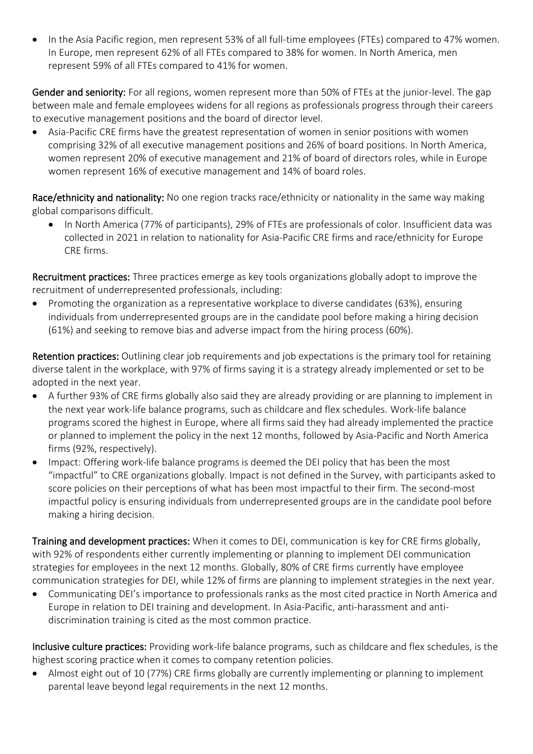- In the Asia Pacific region, men represent 53% of all full-time employees (FTEs) compared to 47% women. In Europe, men represent 62% of all FTEs compared to 38% for women. In North America, men represent 59% of all FTEs compared to 41% for women.

**Gender and seniority:** For all regions, women represent more than 50% of FTEs at the junior-level. The gap between male and female employees widens for all regions as professionals progress through their careers to executive management positions and the board of director level.

- Asia-Pacific CRE firms have the greatest representation of women in senior positions with women comprising 32% of all executive management positions and 26% of board positions. In North America, women represent 20% of executive management and 21% of board of directors roles, while in Europe women represent 16% of executive management and 14% of board roles.

**Race/ethnicity and nationality:** No one region tracks race/ethnicity or nationality in the same way making global comparisons difficult.

- In North America (77% of participants), 29% of FTEs are professionals of color. Insufficient data was collected in 2021 in relation to nationality for Asia-Pacific CRE firms and race/ethnicity for Europe CRE firms.

**Recruitment practices:** Three practices emerge as key tools organizations globally adopt to improve the recruitment of underrepresented professionals, including:

- Promoting the organization as a representative workplace to diverse candidates (63%), ensuring individuals from underrepresented groups are in the candidate pool before making a hiring decision (61%) and seeking to remove bias and adverse impact from the hiring process (60%).

**Retention practices:** Outlining clear job requirements and job expectations is the primary tool for retaining diverse talent in the workplace, with 97% of firms saying it is a strategy already implemented or set to be adopted in the next year.

- A further 93% of CRE firms globally also said they are already providing or are planning to implement in the next year work-life balance programs, such as childcare and flex schedules. Work-life balance programs scored the highest in Europe, where all firms said they had already implemented the practice or planned to implement the policy in the next 12 months, followed by Asia-Pacific and North America firms (92%, respectively).
- Impact: Offering work-life balance programs is deemed the DEI policy that has been the most "impactful" to CRE organizations globally. Impact is not defined in the Survey, with participants asked to score policies on their perceptions of what has been most impactful to their firm. The second-most impactful policy is ensuring individuals from underrepresented groups are in the candidate pool before making a hiring decision.

**Training and development practices:** When it comes to DEI, communication is key for CRE firms globally, with 92% of respondents either currently implementing or planning to implement DEI communication strategies for employees in the next 12 months. Globally, 80% of CRE firms currently have employee communication strategies for DEI, while 12% of firms are planning to implement strategies in the next year.

- Communicating DEI's importance to professionals ranks as the most cited practice in North America and Europe in relation to DEI training and development. In Asia-Pacific, anti-harassment and anti-discrimination training is cited as the most common practice.

**Inclusive culture practices:** Providing work-life balance programs, such as childcare and flex schedules, is the highest scoring practice when it comes to company retention policies.

- Almost eight out of 10 (77%) CRE firms globally are currently implementing or planning to implement parental leave beyond legal requirements in the next 12 months.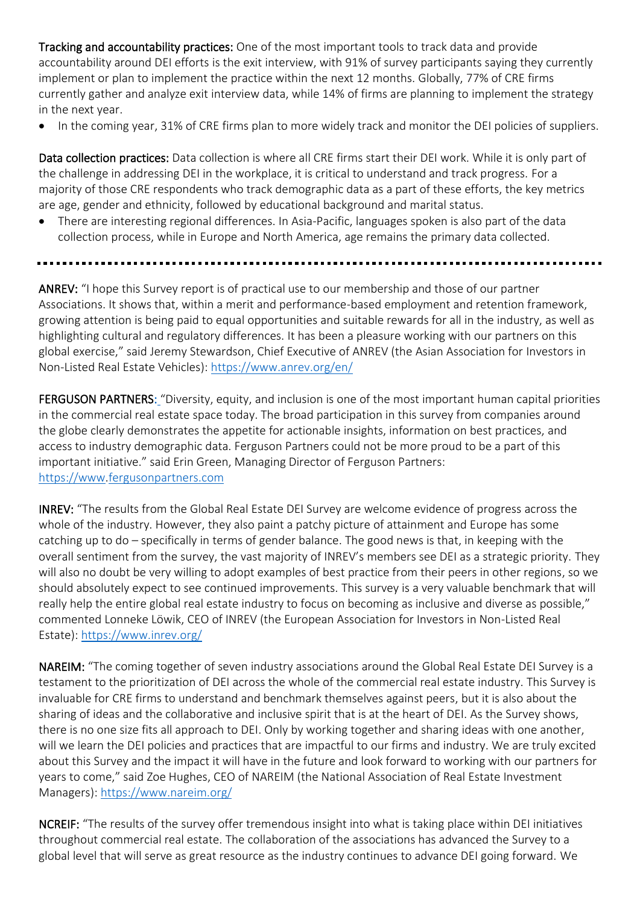**Tracking and accountability practices:** One of the most important tools to track data and provide accountability around DEI efforts is the exit interview, with 91% of survey participants saying they currently implement or plan to implement the practice within the next 12 months. Globally, 77% of CRE firms currently gather and analyze exit interview data, while 14% of firms are planning to implement the strategy in the next year.

- In the coming year, 31% of CRE firms plan to more widely track and monitor the DEI policies of suppliers.

**Data collection practices:** Data collection is where all CRE firms start their DEI work. While it is only part of the challenge in addressing DEI in the workplace, it is critical to understand and track progress. For a majority of those CRE respondents who track demographic data as a part of these efforts, the key metrics are age, gender and ethnicity, followed by educational background and marital status.

- There are interesting regional differences. In Asia-Pacific, languages spoken is also part of the data collection process, while in Europe and North America, age remains the primary data collected.

---

**ANREV:** "I hope this Survey report is of practical use to our membership and those of our partner Associations. It shows that, within a merit and performance-based employment and retention framework, growing attention is being paid to equal opportunities and suitable rewards for all in the industry, as well as highlighting cultural and regulatory differences. It has been a pleasure working with our partners on this global exercise," said Jeremy Stewardson, Chief Executive of ANREV (the Asian Association for Investors in Non-Listed Real Estate Vehicles): https://www.anrev.org/en/

**FERGUSON PARTNERS:** "Diversity, equity, and inclusion is one of the most important human capital priorities in the commercial real estate space today. The broad participation in this survey from companies around the globe clearly demonstrates the appetite for actionable insights, information on best practices, and access to industry demographic data. Ferguson Partners could not be more proud to be a part of this important initiative." said Erin Green, Managing Director of Ferguson Partners: https://www.fergusonpartners.com

**INREV:** "The results from the Global Real Estate DEI Survey are welcome evidence of progress across the whole of the industry. However, they also paint a patchy picture of attainment and Europe has some catching up to do – specifically in terms of gender balance. The good news is that, in keeping with the overall sentiment from the survey, the vast majority of INREV's members see DEI as a strategic priority. They will also no doubt be very willing to adopt examples of best practice from their peers in other regions, so we should absolutely expect to see continued improvements. This survey is a very valuable benchmark that will really help the entire global real estate industry to focus on becoming as inclusive and diverse as possible," commented Lonneke Löwik, CEO of INREV (the European Association for Investors in Non-Listed Real Estate): https://www.inrev.org/

**NAREIM:** "The coming together of seven industry associations around the Global Real Estate DEI Survey is a testament to the prioritization of DEI across the whole of the commercial real estate industry. This Survey is invaluable for CRE firms to understand and benchmark themselves against peers, but it is also about the sharing of ideas and the collaborative and inclusive spirit that is at the heart of DEI. As the Survey shows, there is no one size fits all approach to DEI. Only by working together and sharing ideas with one another, will we learn the DEI policies and practices that are impactful to our firms and industry. We are truly excited about this Survey and the impact it will have in the future and look forward to working with our partners for years to come," said Zoe Hughes, CEO of NAREIM (the National Association of Real Estate Investment Managers): https://www.nareim.org/

**NCREIF:** "The results of the survey offer tremendous insight into what is taking place within DEI initiatives throughout commercial real estate. The collaboration of the associations has advanced the Survey to a global level that will serve as great resource as the industry continues to advance DEI going forward. We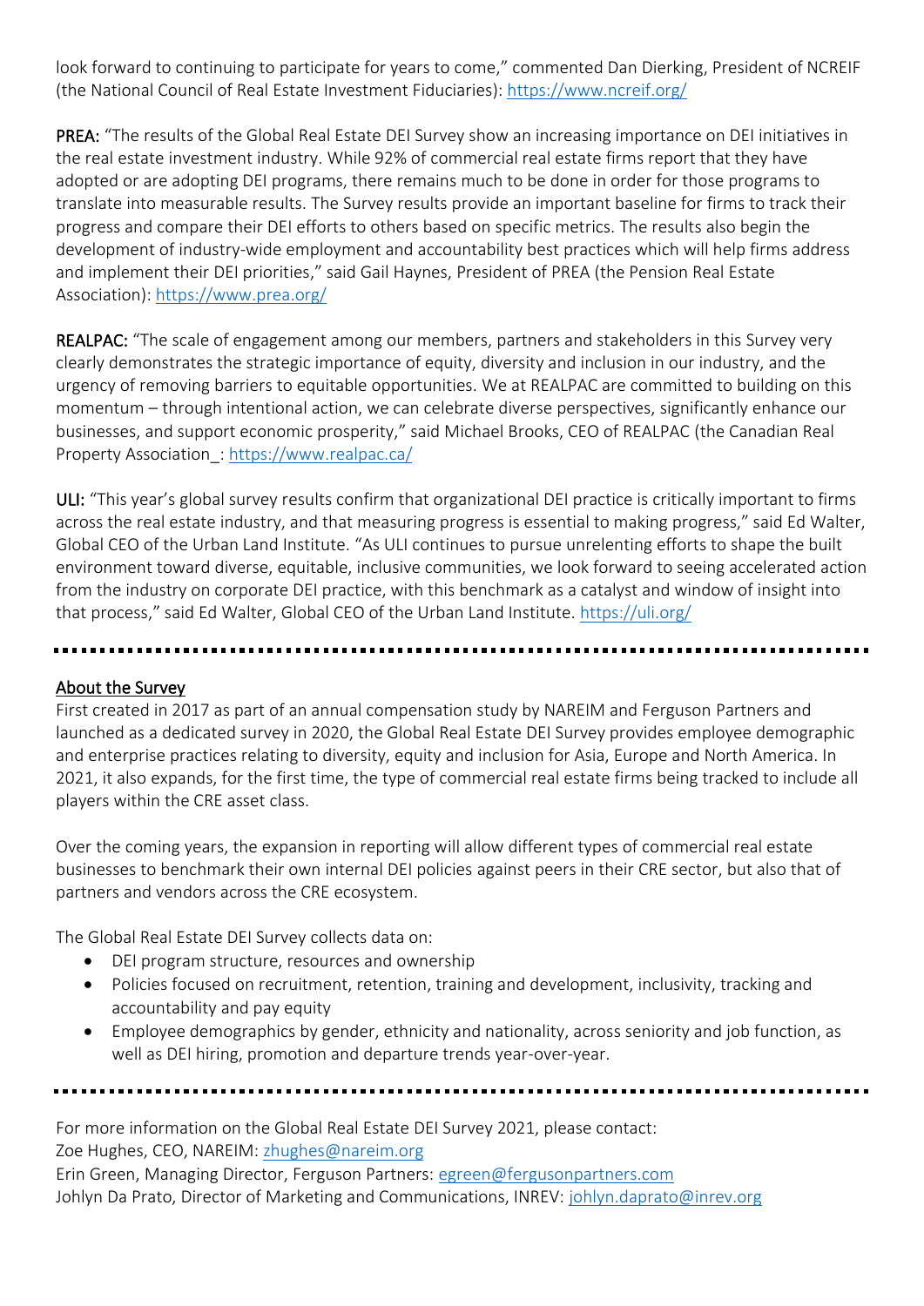look forward to continuing to participate for years to come," commented Dan Dierking, President of NCREIF (the National Council of Real Estate Investment Fiduciaries): https://www.ncreif.org/

**PREA:** "The results of the Global Real Estate DEI Survey show an increasing importance on DEI initiatives in the real estate investment industry. While 92% of commercial real estate firms report that they have adopted or are adopting DEI programs, there remains much to be done in order for those programs to translate into measurable results. The Survey results provide an important baseline for firms to track their progress and compare their DEI efforts to others based on specific metrics. The results also begin the development of industry-wide employment and accountability best practices which will help firms address and implement their DEI priorities," said Gail Haynes, President of PREA (the Pension Real Estate Association): https://www.prea.org/

**REALPAC:** "The scale of engagement among our members, partners and stakeholders in this Survey very clearly demonstrates the strategic importance of equity, diversity and inclusion in our industry, and the urgency of removing barriers to equitable opportunities. We at REALPAC are committed to building on this momentum – through intentional action, we can celebrate diverse perspectives, significantly enhance our businesses, and support economic prosperity," said Michael Brooks, CEO of REALPAC (the Canadian Real Property Association_: https://www.realpac.ca/

**ULI:** "This year's global survey results confirm that organizational DEI practice is critically important to firms across the real estate industry, and that measuring progress is essential to making progress," said Ed Walter, Global CEO of the Urban Land Institute. "As ULI continues to pursue unrelenting efforts to shape the built environment toward diverse, equitable, inclusive communities, we look forward to seeing accelerated action from the industry on corporate DEI practice, with this benchmark as a catalyst and window of insight into that process," said Ed Walter, Global CEO of the Urban Land Institute. https://uli.org/

---

## About the Survey

First created in 2017 as part of an annual compensation study by NAREIM and Ferguson Partners and launched as a dedicated survey in 2020, the Global Real Estate DEI Survey provides employee demographic and enterprise practices relating to diversity, equity and inclusion for Asia, Europe and North America. In 2021, it also expands, for the first time, the type of commercial real estate firms being tracked to include all players within the CRE asset class.

Over the coming years, the expansion in reporting will allow different types of commercial real estate businesses to benchmark their own internal DEI policies against peers in their CRE sector, but also that of partners and vendors across the CRE ecosystem.

The Global Real Estate DEI Survey collects data on:

- DEI program structure, resources and ownership
- Policies focused on recruitment, retention, training and development, inclusivity, tracking and accountability and pay equity
- Employee demographics by gender, ethnicity and nationality, across seniority and job function, as well as DEI hiring, promotion and departure trends year-over-year.

---

For more information on the Global Real Estate DEI Survey 2021, please contact:
Zoe Hughes, CEO, NAREIM: zhughes@nareim.org
Erin Green, Managing Director, Ferguson Partners: egreen@fergusonpartners.com
Johlyn Da Prato, Director of Marketing and Communications, INREV: johlyn.daprato@inrev.org